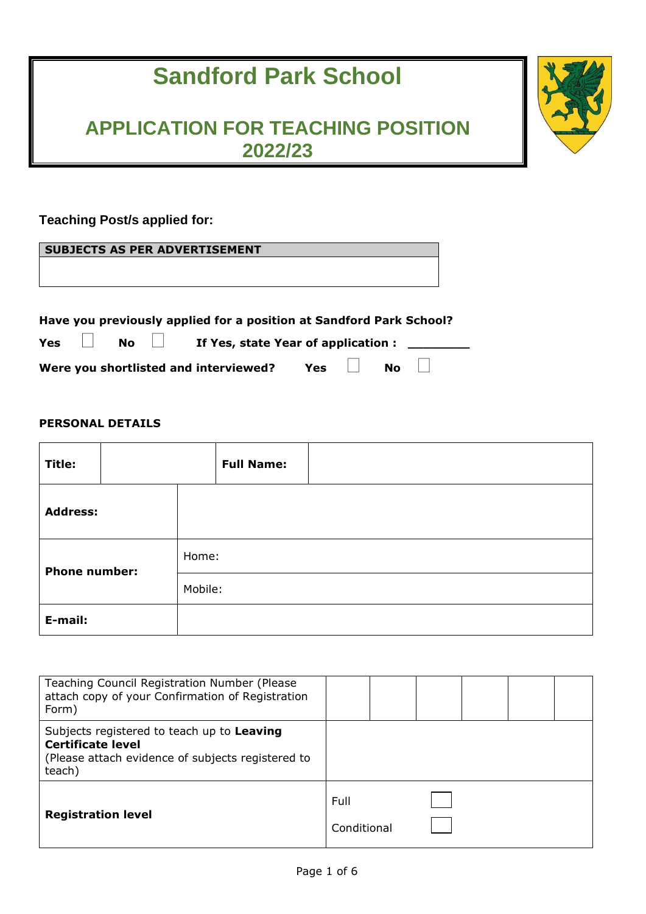# Sandford Park School

## APPLICATION FOR TEACHING POSITION 2022/23

**Teaching Post/s applied for:**

| SUBJECTS AS PER ADVERTISEMENT |
|---|
| |

**Have you previously applied for a position at Sandford Park School?**

**Yes** ☐ **No** ☐ **If Yes, state Year of application :** ________

**Were you shortlisted and interviewed?** **Yes** ☐ **No** ☐

**PERSONAL DETAILS**

| **Title:** | | **Full Name:** | |
|---|---|---|---|
| **Address:** | | | |
| **Phone number:** | Home: | | |
| | Mobile: | | |
| **E-mail:** | | | |

| | | | | | | |
|---|---|---|---|---|---|---|
| Teaching Council Registration Number (Please attach copy of your Confirmation of Registration Form) | | | | | | |
| Subjects registered to teach up to **Leaving Certificate level** (Please attach evidence of subjects registered to teach) | | | | | | |
| **Registration level** | Full ☐ | | | | | |
| | Conditional ☐ | | | | | |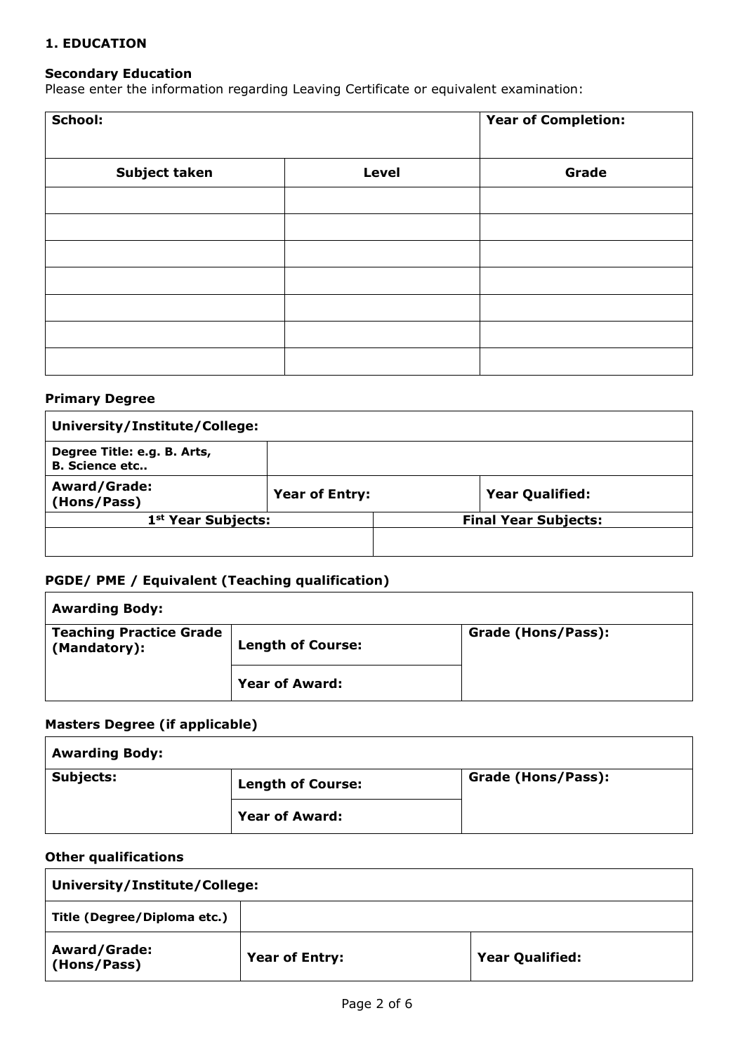## 1. EDUCATION

### Secondary Education

Please enter the information regarding Leaving Certificate or equivalent examination:

| School: | | Year of Completion: |
|---|---|---|
| **Subject taken** | **Level** | **Grade** |
| | | |
| | | |
| | | |
| | | |
| | | |
| | | |
| | | |

### Primary Degree

| University/Institute/College: | | | |
|---|---|---|---|
| Degree Title: e.g. B. Arts, B. Science etc.. | | | |
| Award/Grade: (Hons/Pass) | Year of Entry: | | Year Qualified: |
| 1st Year Subjects: | | Final Year Subjects: | |
| | | | |

### PGDE/ PME / Equivalent (Teaching qualification)

| Awarding Body: | | |
|---|---|---|
| Teaching Practice Grade (Mandatory): | Length of Course: | Grade (Hons/Pass): |
| | Year of Award: | |

### Masters Degree (if applicable)

| Awarding Body: | | |
|---|---|---|
| Subjects: | Length of Course: | Grade (Hons/Pass): |
| | Year of Award: | |

### Other qualifications

| University/Institute/College: | | |
|---|---|---|
| Title (Degree/Diploma etc.) | | |
| Award/Grade: (Hons/Pass) | Year of Entry: | Year Qualified: |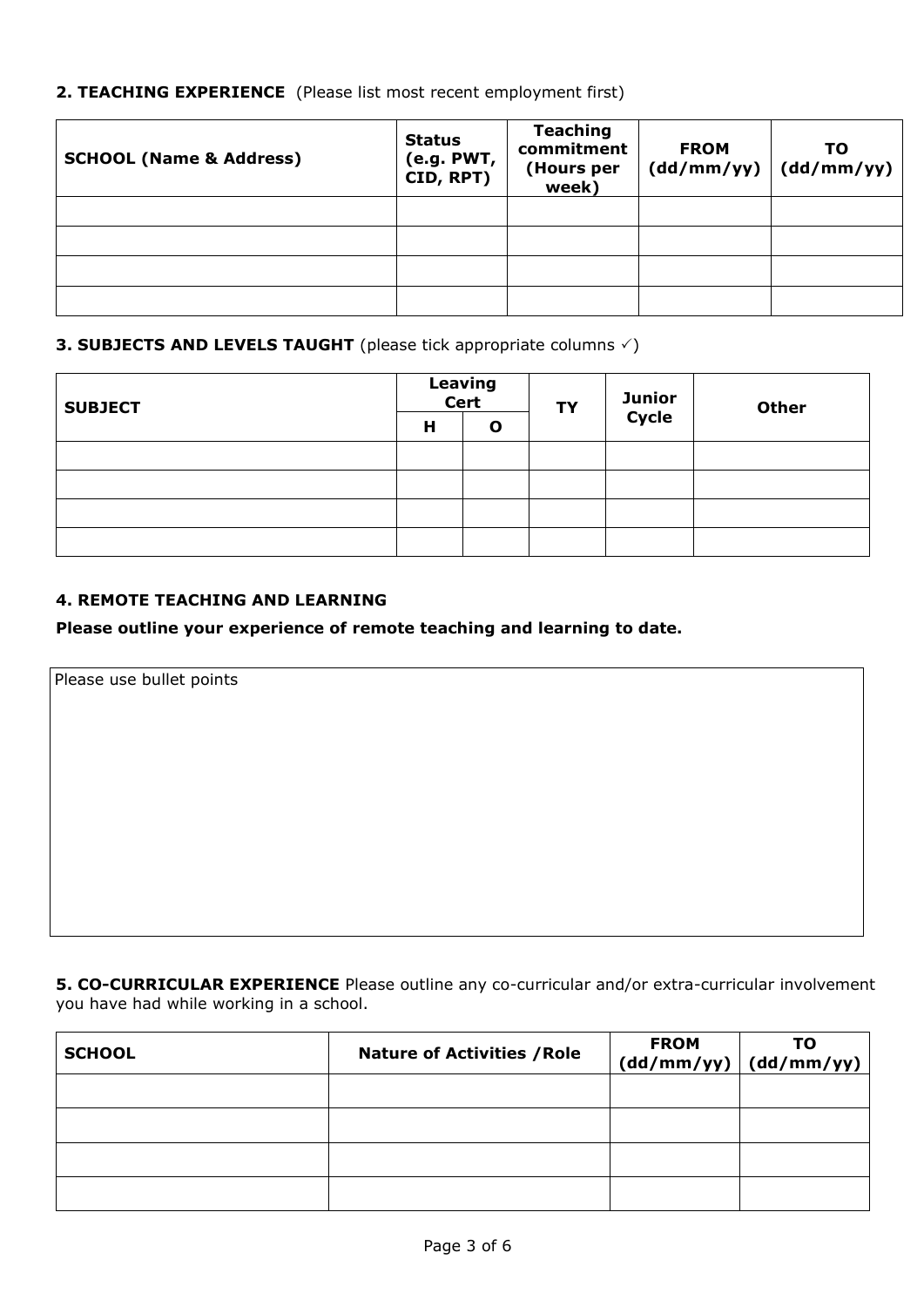**2. TEACHING EXPERIENCE** (Please list most recent employment first)

| SCHOOL (Name & Address) | Status (e.g. PWT, CID, RPT) | Teaching commitment (Hours per week) | FROM (dd/mm/yy) | TO (dd/mm/yy) |
|---|---|---|---|---|
| | | | | |
| | | | | |
| | | | | |
| | | | | |

**3. SUBJECTS AND LEVELS TAUGHT** (please tick appropriate columns ✓)

| SUBJECT | Leaving Cert | | TY | Junior Cycle | Other |
|---|---|---|---|---|---|
| | H | O | | | |
| | | | | | |
| | | | | | |
| | | | | | |
| | | | | | |

**4. REMOTE TEACHING AND LEARNING**

**Please outline your experience of remote teaching and learning to date.**

Please use bullet points

**5. CO-CURRICULAR EXPERIENCE** Please outline any co-curricular and/or extra-curricular involvement you have had while working in a school.

| SCHOOL | Nature of Activities /Role | FROM (dd/mm/yy) | TO (dd/mm/yy) |
|---|---|---|---|
| | | | |
| | | | |
| | | | |
| | | | |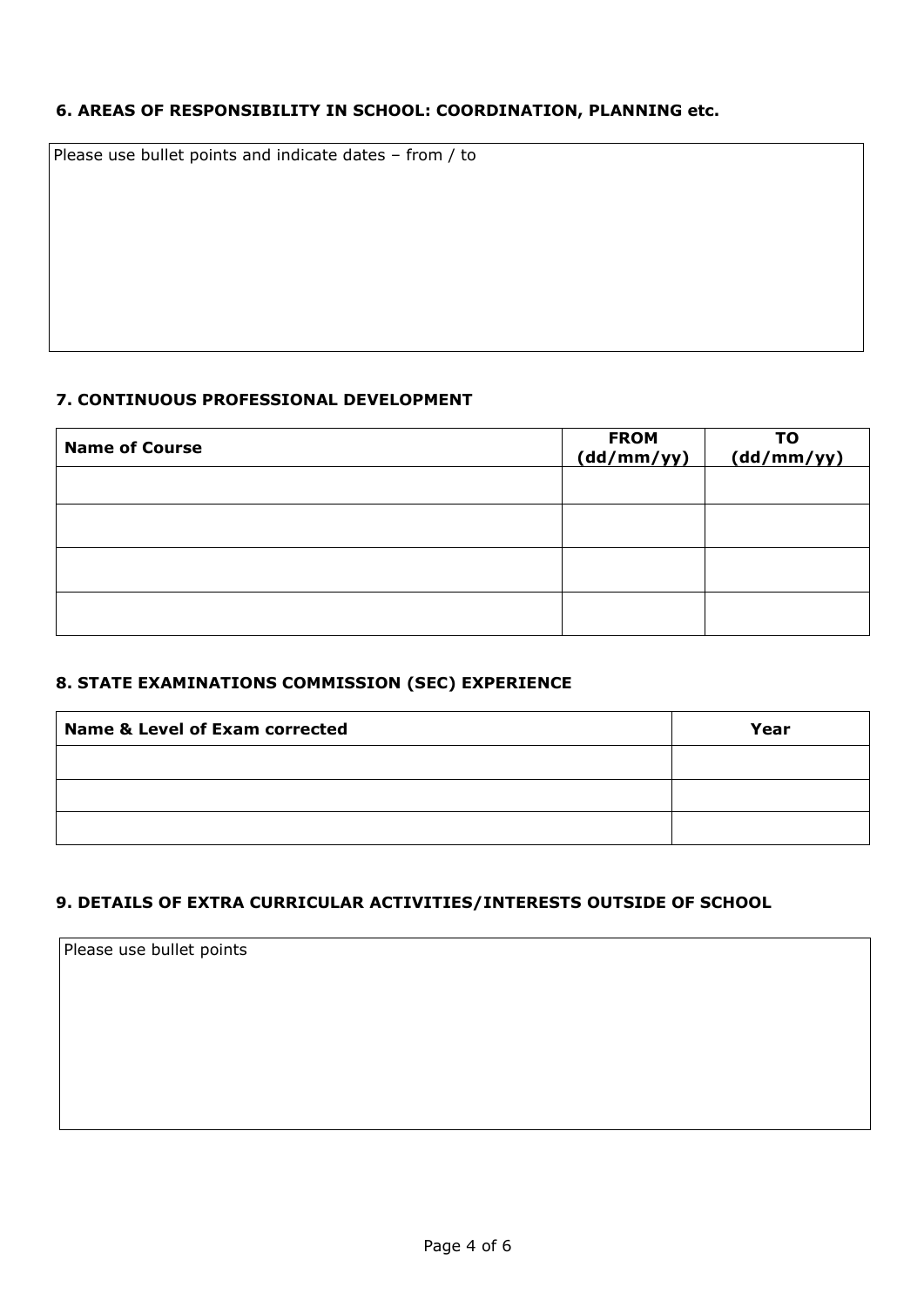### 6. AREAS OF RESPONSIBILITY IN SCHOOL: COORDINATION, PLANNING etc.

| Please use bullet points and indicate dates – from / to |
|---|
| |

### 7. CONTINUOUS PROFESSIONAL DEVELOPMENT

| Name of Course | FROM (dd/mm/yy) | TO (dd/mm/yy) |
|---|---|---|
| | | |
| | | |
| | | |
| | | |

### 8. STATE EXAMINATIONS COMMISSION (SEC) EXPERIENCE

| Name & Level of Exam corrected | Year |
|---|---|
| | |
| | |
| | |

### 9. DETAILS OF EXTRA CURRICULAR ACTIVITIES/INTERESTS OUTSIDE OF SCHOOL

| Please use bullet points |
|---|
| |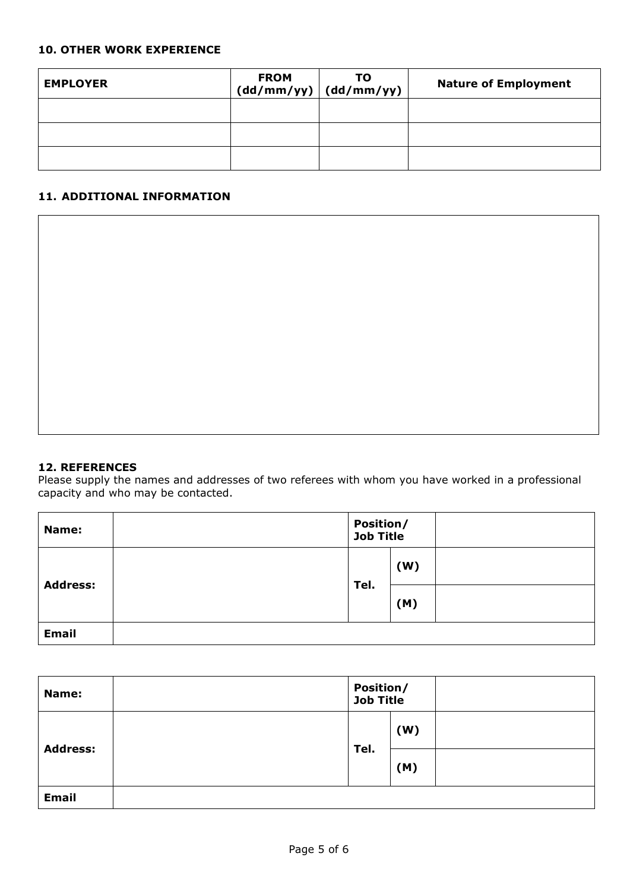### 10. OTHER WORK EXPERIENCE

| EMPLOYER | FROM (dd/mm/yy) | TO (dd/mm/yy) | Nature of Employment |
|---|---|---|---|
| | | | |
| | | | |
| | | | |

### 11. ADDITIONAL INFORMATION

| |
|---|
| |

### 12. REFERENCES

Please supply the names and addresses of two referees with whom you have worked in a professional capacity and who may be contacted.

| **Name:** | | **Position/ Job Title** | | |
|---|---|---|---|---|
| **Address:** | | **Tel.** | **(W)** | |
| | | | **(M)** | |
| **Email** | | | | |

| **Name:** | | **Position/ Job Title** | | |
|---|---|---|---|---|
| **Address:** | | **Tel.** | **(W)** | |
| | | | **(M)** | |
| **Email** | | | | |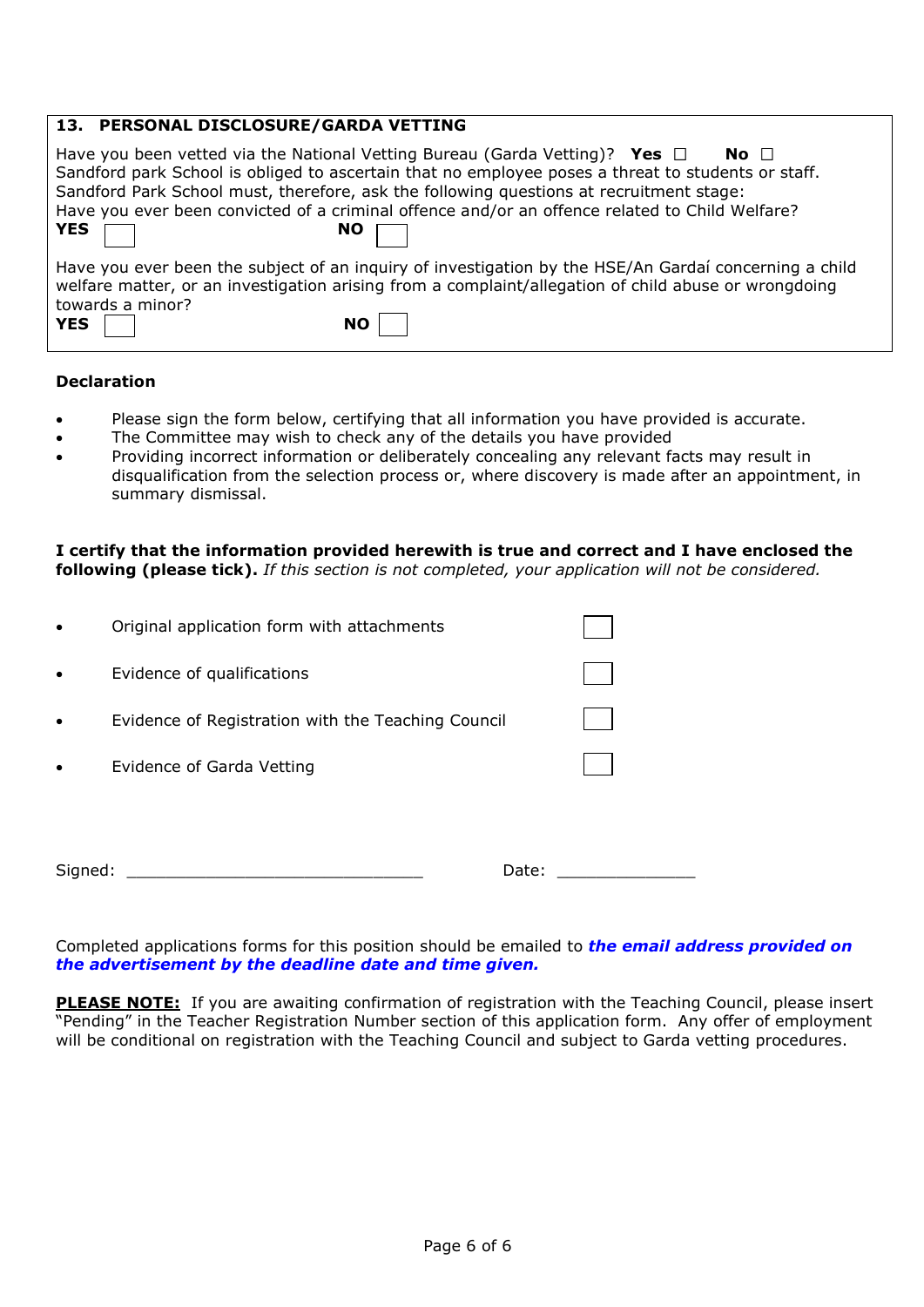## 13. PERSONAL DISCLOSURE/GARDA VETTING

Have you been vetted via the National Vetting Bureau (Garda Vetting)? **Yes** ☐ **No** ☐
Sandford park School is obliged to ascertain that no employee poses a threat to students or staff. Sandford Park School must, therefore, ask the following questions at recruitment stage:
Have you ever been convicted of a criminal offence and/or an offence related to Child Welfare?

**YES** ☐ **NO** ☐

Have you ever been the subject of an inquiry of investigation by the HSE/An Gardaí concerning a child welfare matter, or an investigation arising from a complaint/allegation of child abuse or wrongdoing towards a minor?

**YES** ☐ **NO** ☐

### Declaration

- Please sign the form below, certifying that all information you have provided is accurate.
- The Committee may wish to check any of the details you have provided
- Providing incorrect information or deliberately concealing any relevant facts may result in disqualification from the selection process or, where discovery is made after an appointment, in summary dismissal.

**I certify that the information provided herewith is true and correct and I have enclosed the following (please tick).** *If this section is not completed, your application will not be considered.*

- Original application form with attachments ☐
- Evidence of qualifications ☐
- Evidence of Registration with the Teaching Council ☐
- Evidence of Garda Vetting ☐

Signed: _______________________________ Date: _______________

Completed applications forms for this position should be emailed to ***the email address provided on the advertisement by the deadline date and time given.***

**PLEASE NOTE:** If you are awaiting confirmation of registration with the Teaching Council, please insert "Pending" in the Teacher Registration Number section of this application form. Any offer of employment will be conditional on registration with the Teaching Council and subject to Garda vetting procedures.